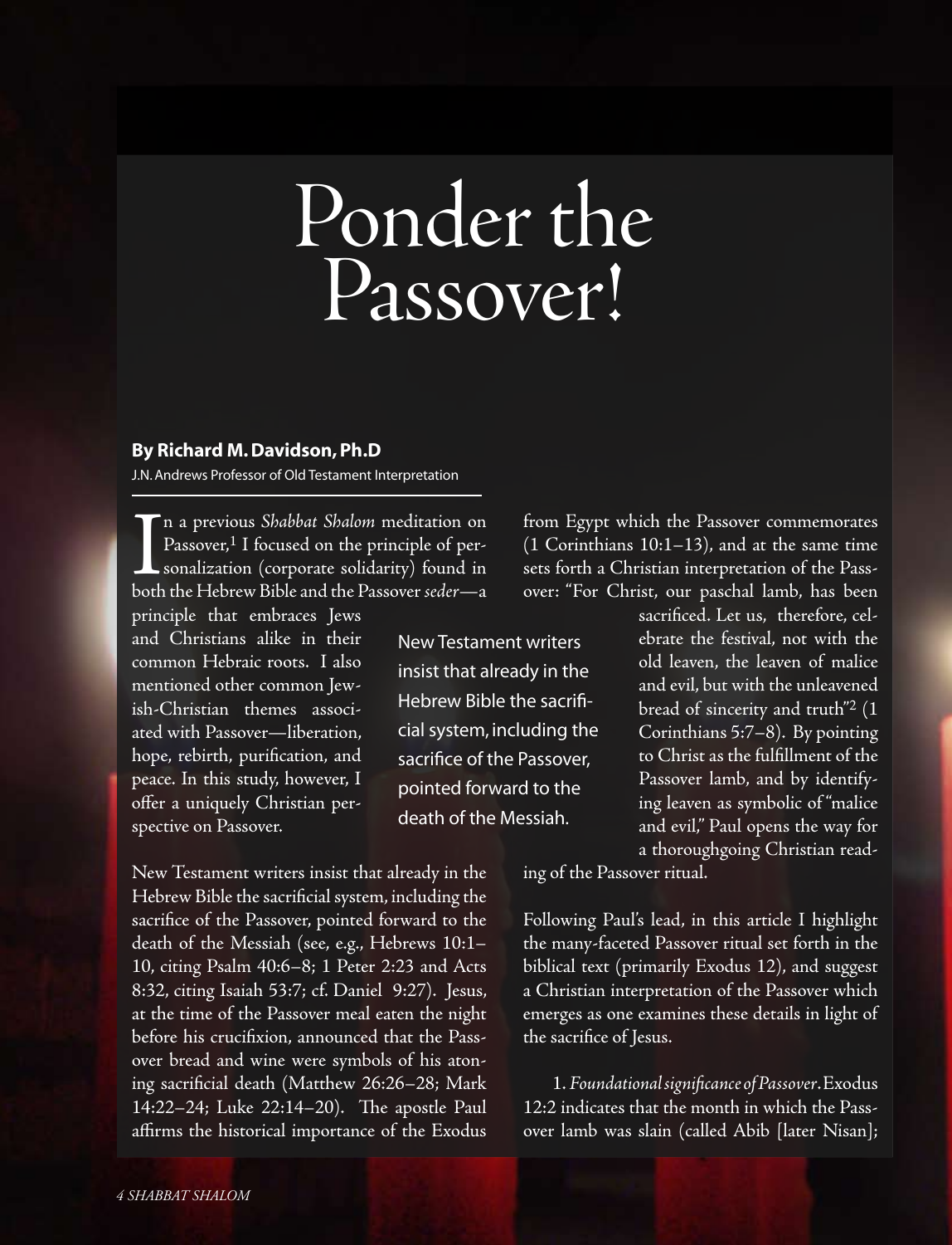# Ponder the Passover!

**By Richard M. Davidson, Ph.D**

J.N. Andrews Professor of Old Testament Interpretation

In a previous *Shabbat Shalom* meditation on Passover,[1] I focused on the principle of personalization (corporate solidarity) found in both the Hebrew Bible and the Passover *seder*—a principle that embraces Jews and Christians alike in their common Hebraic roots. I also mentioned other common Jewish-Christian themes associated with Passover—liberation, hope, rebirth, purification, and peace. In this study, however, I offer a uniquely Christian perspective on Passover.

> New Testament writers insist that already in the Hebrew Bible the sacrificial system, including the sacrifice of the Passover, pointed forward to the death of the Messiah.

New Testament writers insist that already in the Hebrew Bible the sacrificial system, including the sacrifice of the Passover, pointed forward to the death of the Messiah (see, e.g., Hebrews 10:1–10, citing Psalm 40:6–8; 1 Peter 2:23 and Acts 8:32, citing Isaiah 53:7; cf. Daniel 9:27). Jesus, at the time of the Passover meal eaten the night before his crucifixion, announced that the Passover bread and wine were symbols of his atoning sacrificial death (Matthew 26:26–28; Mark 14:22–24; Luke 22:14–20). The apostle Paul affirms the historical importance of the Exodus from Egypt which the Passover commemorates (1 Corinthians 10:1–13), and at the same time sets forth a Christian interpretation of the Passover: "For Christ, our paschal lamb, has been sacrificed. Let us, therefore, celebrate the festival, not with the old leaven, the leaven of malice and evil, but with the unleavened bread of sincerity and truth"[2] (1 Corinthians 5:7–8). By pointing to Christ as the fulfillment of the Passover lamb, and by identifying leaven as symbolic of "malice and evil," Paul opens the way for a thoroughgoing Christian reading of the Passover ritual.

Following Paul's lead, in this article I highlight the many-faceted Passover ritual set forth in the biblical text (primarily Exodus 12), and suggest a Christian interpretation of the Passover which emerges as one examines these details in light of the sacrifice of Jesus.

1. *Foundational significance of Passover*. Exodus 12:2 indicates that the month in which the Passover lamb was slain (called Abib [later Nisan];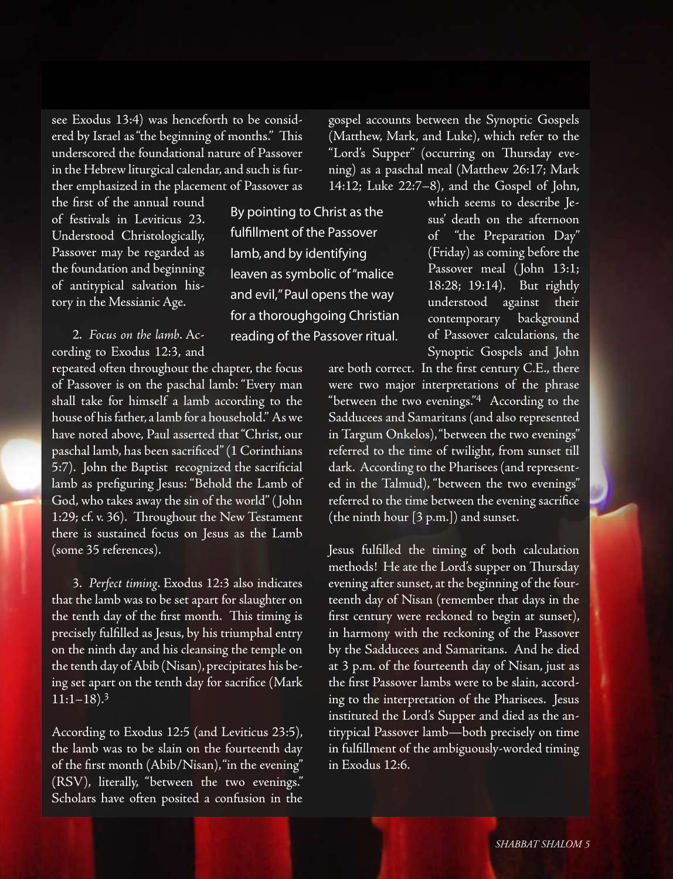see Exodus 13:4) was henceforth to be considered by Israel as "the beginning of months." This underscored the foundational nature of Passover in the Hebrew liturgical calendar, and such is further emphasized in the placement of Passover as the first of the annual round of festivals in Leviticus 23. Understood Christologically, Passover may be regarded as the foundation and beginning of antitypical salvation history in the Messianic Age.

> By pointing to Christ as the fulfillment of the Passover lamb, and by identifying leaven as symbolic of "malice and evil," Paul opens the way for a thoroughgoing Christian reading of the Passover ritual.

2. *Focus on the lamb*. According to Exodus 12:3, and repeated often throughout the chapter, the focus of Passover is on the paschal lamb: "Every man shall take for himself a lamb according to the house of his father, a lamb for a household." As we have noted above, Paul asserted that "Christ, our paschal lamb, has been sacrificed" (1 Corinthians 5:7). John the Baptist recognized the sacrificial lamb as prefiguring Jesus: "Behold the Lamb of God, who takes away the sin of the world" (John 1:29; cf. v. 36). Throughout the New Testament there is sustained focus on Jesus as the Lamb (some 35 references).

3. *Perfect timing*. Exodus 12:3 also indicates that the lamb was to be set apart for slaughter on the tenth day of the first month. This timing is precisely fulfilled as Jesus, by his triumphal entry on the ninth day and his cleansing the temple on the tenth day of Abib (Nisan), precipitates his being set apart on the tenth day for sacrifice (Mark 11:1–18).[3]

According to Exodus 12:5 (and Leviticus 23:5), the lamb was to be slain on the fourteenth day of the first month (Abib/Nisan), "in the evening" (RSV), literally, "between the two evenings." Scholars have often posited a confusion in the gospel accounts between the Synoptic Gospels (Matthew, Mark, and Luke), which refer to the "Lord's Supper" (occurring on Thursday evening) as a paschal meal (Matthew 26:17; Mark 14:12; Luke 22:7–8), and the Gospel of John, which seems to describe Jesus' death on the afternoon of "the Preparation Day" (Friday) as coming before the Passover meal (John 13:1; 18:28; 19:14). But rightly understood against their contemporary background of Passover calculations, the Synoptic Gospels and John are both correct. In the first century C.E., there were two major interpretations of the phrase "between the two evenings."[4] According to the Sadducees and Samaritans (and also represented in Targum Onkelos), "between the two evenings" referred to the time of twilight, from sunset till dark. According to the Pharisees (and represented in the Talmud), "between the two evenings" referred to the time between the evening sacrifice (the ninth hour [3 p.m.]) and sunset.

Jesus fulfilled the timing of both calculation methods! He ate the Lord's supper on Thursday evening after sunset, at the beginning of the fourteenth day of Nisan (remember that days in the first century were reckoned to begin at sunset), in harmony with the reckoning of the Passover by the Sadducees and Samaritans. And he died at 3 p.m. of the fourteenth day of Nisan, just as the first Passover lambs were to be slain, according to the interpretation of the Pharisees. Jesus instituted the Lord's Supper and died as the antitypical Passover lamb—both precisely on time in fulfillment of the ambiguously-worded timing in Exodus 12:6.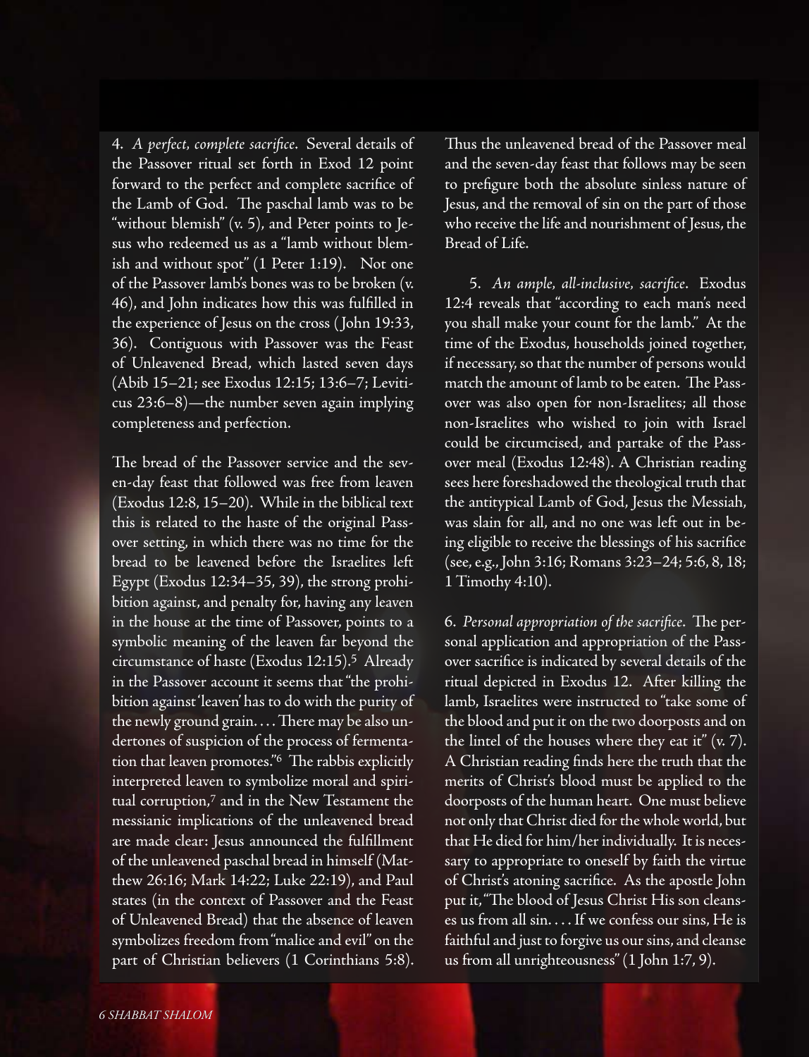4. *A perfect, complete sacrifice*. Several details of the Passover ritual set forth in Exod 12 point forward to the perfect and complete sacrifice of the Lamb of God. The paschal lamb was to be "without blemish" (v. 5), and Peter points to Jesus who redeemed us as a "lamb without blemish and without spot" (1 Peter 1:19). Not one of the Passover lamb's bones was to be broken (v. 46), and John indicates how this was fulfilled in the experience of Jesus on the cross (John 19:33, 36). Contiguous with Passover was the Feast of Unleavened Bread, which lasted seven days (Abib 15–21; see Exodus 12:15; 13:6–7; Leviticus 23:6–8)—the number seven again implying completeness and perfection.

The bread of the Passover service and the seven-day feast that followed was free from leaven (Exodus 12:8, 15–20). While in the biblical text this is related to the haste of the original Passover setting, in which there was no time for the bread to be leavened before the Israelites left Egypt (Exodus 12:34–35, 39), the strong prohibition against, and penalty for, having any leaven in the house at the time of Passover, points to a symbolic meaning of the leaven far beyond the circumstance of haste (Exodus 12:15).[5] Already in the Passover account it seems that "the prohibition against 'leaven' has to do with the purity of the newly ground grain. . . . There may be also undertones of suspicion of the process of fermentation that leaven promotes."[6] The rabbis explicitly interpreted leaven to symbolize moral and spiritual corruption,[7] and in the New Testament the messianic implications of the unleavened bread are made clear: Jesus announced the fulfillment of the unleavened paschal bread in himself (Matthew 26:16; Mark 14:22; Luke 22:19), and Paul states (in the context of Passover and the Feast of Unleavened Bread) that the absence of leaven symbolizes freedom from "malice and evil" on the part of Christian believers (1 Corinthians 5:8). Thus the unleavened bread of the Passover meal and the seven-day feast that follows may be seen to prefigure both the absolute sinless nature of Jesus, and the removal of sin on the part of those who receive the life and nourishment of Jesus, the Bread of Life.

5. *An ample, all-inclusive, sacrifice*. Exodus 12:4 reveals that "according to each man's need you shall make your count for the lamb." At the time of the Exodus, households joined together, if necessary, so that the number of persons would match the amount of lamb to be eaten. The Passover was also open for non-Israelites; all those non-Israelites who wished to join with Israel could be circumcised, and partake of the Passover meal (Exodus 12:48). A Christian reading sees here foreshadowed the theological truth that the antitypical Lamb of God, Jesus the Messiah, was slain for all, and no one was left out in being eligible to receive the blessings of his sacrifice (see, e.g., John 3:16; Romans 3:23–24; 5:6, 8, 18; 1 Timothy 4:10).

6. *Personal appropriation of the sacrifice*. The personal application and appropriation of the Passover sacrifice is indicated by several details of the ritual depicted in Exodus 12. After killing the lamb, Israelites were instructed to "take some of the blood and put it on the two doorposts and on the lintel of the houses where they eat it" (v. 7). A Christian reading finds here the truth that the merits of Christ's blood must be applied to the doorposts of the human heart. One must believe not only that Christ died for the whole world, but that He died for him/her individually. It is necessary to appropriate to oneself by faith the virtue of Christ's atoning sacrifice. As the apostle John put it, "The blood of Jesus Christ His son cleanses us from all sin. . . . If we confess our sins, He is faithful and just to forgive us our sins, and cleanse us from all unrighteousness" (1 John 1:7, 9).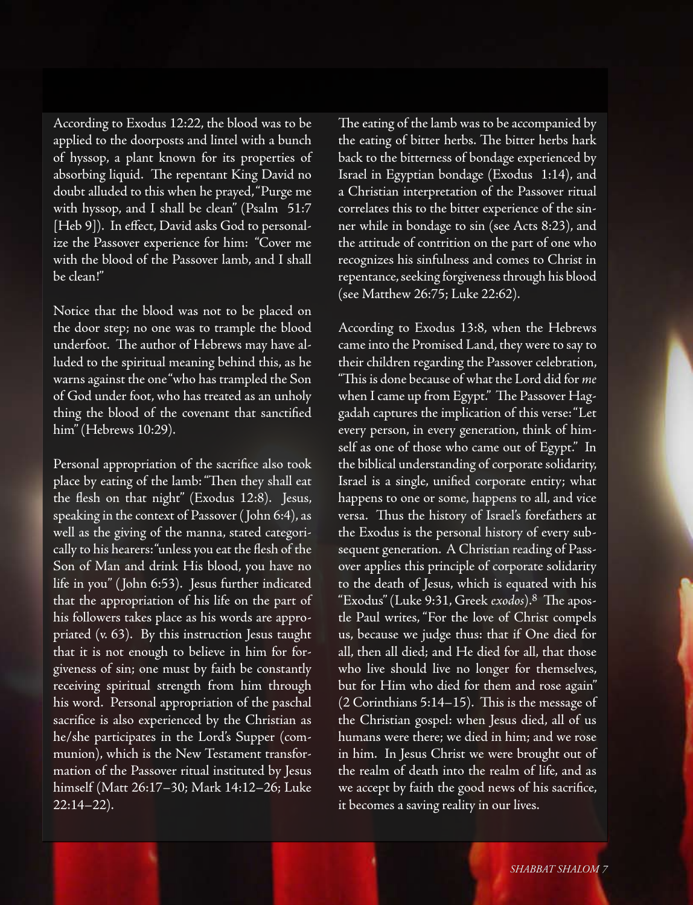According to Exodus 12:22, the blood was to be applied to the doorposts and lintel with a bunch of hyssop, a plant known for its properties of absorbing liquid. The repentant King David no doubt alluded to this when he prayed, "Purge me with hyssop, and I shall be clean" (Psalm 51:7 [Heb 9]). In effect, David asks God to personalize the Passover experience for him: "Cover me with the blood of the Passover lamb, and I shall be clean!"

Notice that the blood was not to be placed on the door step; no one was to trample the blood underfoot. The author of Hebrews may have alluded to the spiritual meaning behind this, as he warns against the one "who has trampled the Son of God under foot, who has treated as an unholy thing the blood of the covenant that sanctified him" (Hebrews 10:29).

Personal appropriation of the sacrifice also took place by eating of the lamb: "Then they shall eat the flesh on that night" (Exodus 12:8). Jesus, speaking in the context of Passover (John 6:4), as well as the giving of the manna, stated categorically to his hearers: "unless you eat the flesh of the Son of Man and drink His blood, you have no life in you" (John 6:53). Jesus further indicated that the appropriation of his life on the part of his followers takes place as his words are appropriated (v. 63). By this instruction Jesus taught that it is not enough to believe in him for forgiveness of sin; one must by faith be constantly receiving spiritual strength from him through his word. Personal appropriation of the paschal sacrifice is also experienced by the Christian as he/she participates in the Lord's Supper (communion), which is the New Testament transformation of the Passover ritual instituted by Jesus himself (Matt 26:17–30; Mark 14:12–26; Luke 22:14–22).

The eating of the lamb was to be accompanied by the eating of bitter herbs. The bitter herbs hark back to the bitterness of bondage experienced by Israel in Egyptian bondage (Exodus 1:14), and a Christian interpretation of the Passover ritual correlates this to the bitter experience of the sinner while in bondage to sin (see Acts 8:23), and the attitude of contrition on the part of one who recognizes his sinfulness and comes to Christ in repentance, seeking forgiveness through his blood (see Matthew 26:75; Luke 22:62).

According to Exodus 13:8, when the Hebrews came into the Promised Land, they were to say to their children regarding the Passover celebration, "This is done because of what the Lord did for *me* when I came up from Egypt." The Passover Haggadah captures the implication of this verse: "Let every person, in every generation, think of himself as one of those who came out of Egypt." In the biblical understanding of corporate solidarity, Israel is a single, unified corporate entity; what happens to one or some, happens to all, and vice versa. Thus the history of Israel's forefathers at the Exodus is the personal history of every subsequent generation. A Christian reading of Passover applies this principle of corporate solidarity to the death of Jesus, which is equated with his "Exodus" (Luke 9:31, Greek *exodos*).[8] The apostle Paul writes, "For the love of Christ compels us, because we judge thus: that if One died for all, then all died; and He died for all, that those who live should live no longer for themselves, but for Him who died for them and rose again" (2 Corinthians 5:14–15). This is the message of the Christian gospel: when Jesus died, all of us humans were there; we died in him; and we rose in him. In Jesus Christ we were brought out of the realm of death into the realm of life, and as we accept by faith the good news of his sacrifice, it becomes a saving reality in our lives.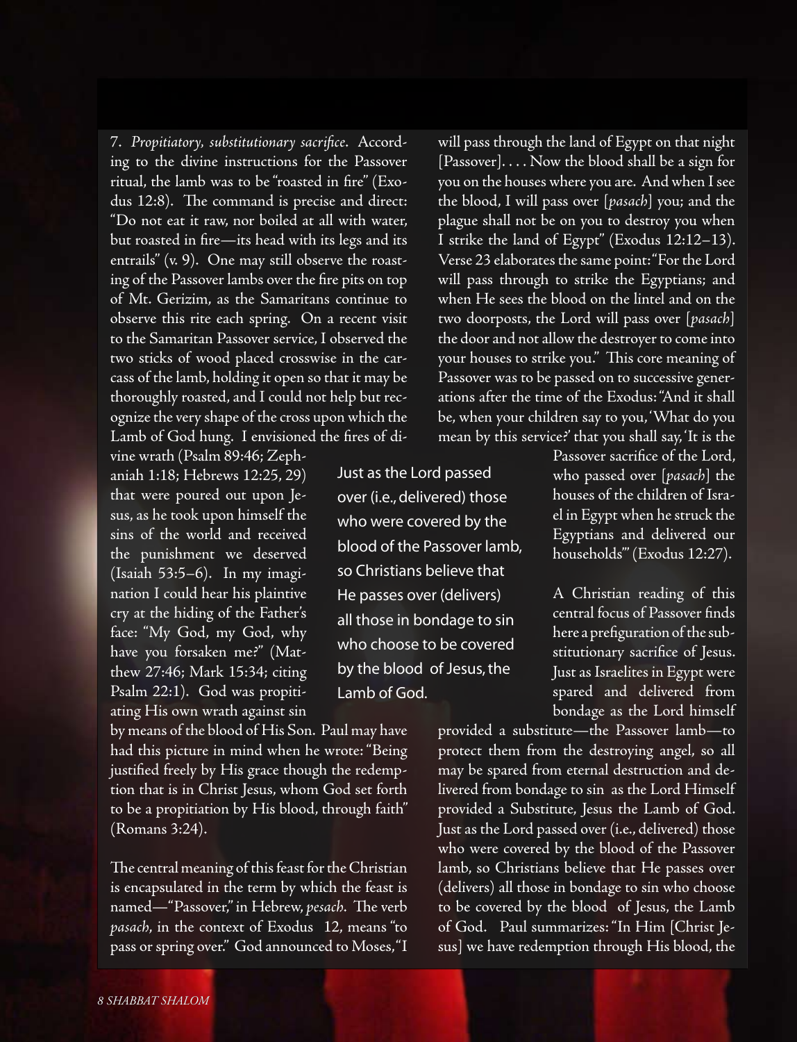7. *Propitiatory, substitutionary sacrifice*. According to the divine instructions for the Passover ritual, the lamb was to be "roasted in fire" (Exodus 12:8). The command is precise and direct: "Do not eat it raw, nor boiled at all with water, but roasted in fire—its head with its legs and its entrails" (v. 9). One may still observe the roasting of the Passover lambs over the fire pits on top of Mt. Gerizim, as the Samaritans continue to observe this rite each spring. On a recent visit to the Samaritan Passover service, I observed the two sticks of wood placed crosswise in the carcass of the lamb, holding it open so that it may be thoroughly roasted, and I could not help but recognize the very shape of the cross upon which the Lamb of God hung. I envisioned the fires of divine wrath (Psalm 89:46; Zephaniah 1:18; Hebrews 12:25, 29) that were poured out upon Jesus, as he took upon himself the sins of the world and received the punishment we deserved (Isaiah 53:5–6). In my imagination I could hear his plaintive cry at the hiding of the Father's face: "My God, my God, why have you forsaken me?" (Matthew 27:46; Mark 15:34; citing Psalm 22:1). God was propitiating His own wrath against sin by means of the blood of His Son. Paul may have had this picture in mind when he wrote: "Being justified freely by His grace though the redemption that is in Christ Jesus, whom God set forth to be a propitiation by His blood, through faith" (Romans 3:24).

The central meaning of this feast for the Christian is encapsulated in the term by which the feast is named—"Passover," in Hebrew, *pesach*. The verb *pasach*, in the context of Exodus 12, means "to pass or spring over." God announced to Moses, "I will pass through the land of Egypt on that night [Passover]. . . . Now the blood shall be a sign for you on the houses where you are. And when I see the blood, I will pass over [*pasach*] you; and the plague shall not be on you to destroy you when I strike the land of Egypt" (Exodus 12:12–13). Verse 23 elaborates the same point: "For the Lord will pass through to strike the Egyptians; and when He sees the blood on the lintel and on the two doorposts, the Lord will pass over [*pasach*] the door and not allow the destroyer to come into your houses to strike you." This core meaning of Passover was to be passed on to successive generations after the time of the Exodus: "And it shall be, when your children say to you, 'What do you mean by this service?' that you shall say, 'It is the Passover sacrifice of the Lord, who passed over [*pasach*] the houses of the children of Israel in Egypt when he struck the Egyptians and delivered our households'" (Exodus 12:27).

> Just as the Lord passed over (i.e., delivered) those who were covered by the blood of the Passover lamb, so Christians believe that He passes over (delivers) all those in bondage to sin who choose to be covered by the blood of Jesus, the Lamb of God.

A Christian reading of this central focus of Passover finds here a prefiguration of the substitutionary sacrifice of Jesus. Just as Israelites in Egypt were spared and delivered from bondage as the Lord himself provided a substitute—the Passover lamb—to protect them from the destroying angel, so all may be spared from eternal destruction and delivered from bondage to sin as the Lord Himself provided a Substitute, Jesus the Lamb of God. Just as the Lord passed over (i.e., delivered) those who were covered by the blood of the Passover lamb, so Christians believe that He passes over (delivers) all those in bondage to sin who choose to be covered by the blood of Jesus, the Lamb of God. Paul summarizes: "In Him [Christ Jesus] we have redemption through His blood, the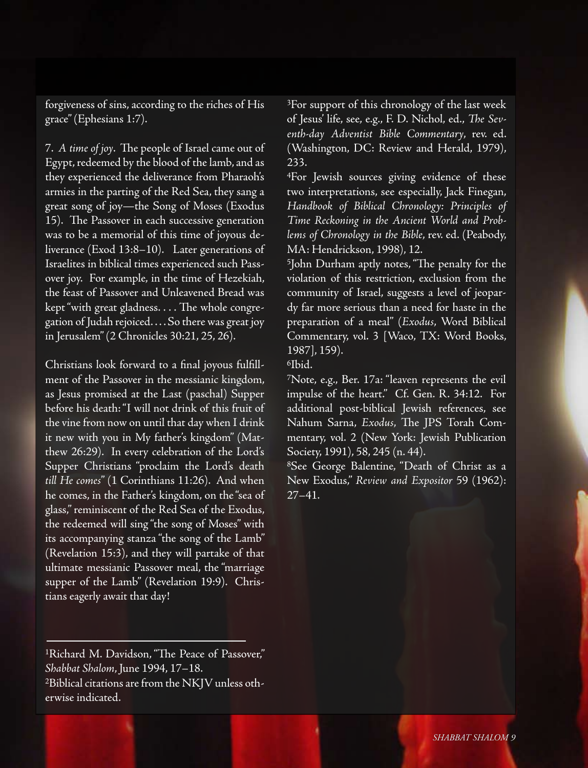forgiveness of sins, according to the riches of His grace" (Ephesians 1:7).

7. *A time of joy*. The people of Israel came out of Egypt, redeemed by the blood of the lamb, and as they experienced the deliverance from Pharaoh's armies in the parting of the Red Sea, they sang a great song of joy—the Song of Moses (Exodus 15). The Passover in each successive generation was to be a memorial of this time of joyous deliverance (Exod 13:8–10). Later generations of Israelites in biblical times experienced such Passover joy. For example, in the time of Hezekiah, the feast of Passover and Unleavened Bread was kept "with great gladness. . . . The whole congregation of Judah rejoiced. . . . So there was great joy in Jerusalem" (2 Chronicles 30:21, 25, 26).

Christians look forward to a final joyous fulfillment of the Passover in the messianic kingdom, as Jesus promised at the Last (paschal) Supper before his death: "I will not drink of this fruit of the vine from now on until that day when I drink it new with you in My father's kingdom" (Matthew 26:29). In every celebration of the Lord's Supper Christians "proclaim the Lord's death *till He comes*" (1 Corinthians 11:26). And when he comes, in the Father's kingdom, on the "sea of glass," reminiscent of the Red Sea of the Exodus, the redeemed will sing "the song of Moses" with its accompanying stanza "the song of the Lamb" (Revelation 15:3), and they will partake of that ultimate messianic Passover meal, the "marriage supper of the Lamb" (Revelation 19:9). Christians eagerly await that day!

---

[1]Richard M. Davidson, "The Peace of Passover," *Shabbat Shalom*, June 1994, 17–18.

[2]Biblical citations are from the NKJV unless otherwise indicated.

[3]For support of this chronology of the last week of Jesus' life, see, e.g., F. D. Nichol, ed., *The Seventh-day Adventist Bible Commentary*, rev. ed. (Washington, DC: Review and Herald, 1979), 233.

[4]For Jewish sources giving evidence of these two interpretations, see especially, Jack Finegan, *Handbook of Biblical Chronology: Principles of Time Reckoning in the Ancient World and Problems of Chronology in the Bible*, rev. ed. (Peabody, MA: Hendrickson, 1998), 12.

[5]John Durham aptly notes, "The penalty for the violation of this restriction, exclusion from the community of Israel, suggests a level of jeopardy far more serious than a need for haste in the preparation of a meal" (*Exodus*, Word Biblical Commentary, vol. 3 [Waco, TX: Word Books, 1987], 159).

[6]Ibid.

[7]Note, e.g., Ber. 17a: "leaven represents the evil impulse of the heart." Cf. Gen. R. 34:12. For additional post-biblical Jewish references, see Nahum Sarna, *Exodus*, The JPS Torah Commentary, vol. 2 (New York: Jewish Publication Society, 1991), 58, 245 (n. 44).

[8]See George Balentine, "Death of Christ as a New Exodus," *Review and Expositor* 59 (1962): 27–41.